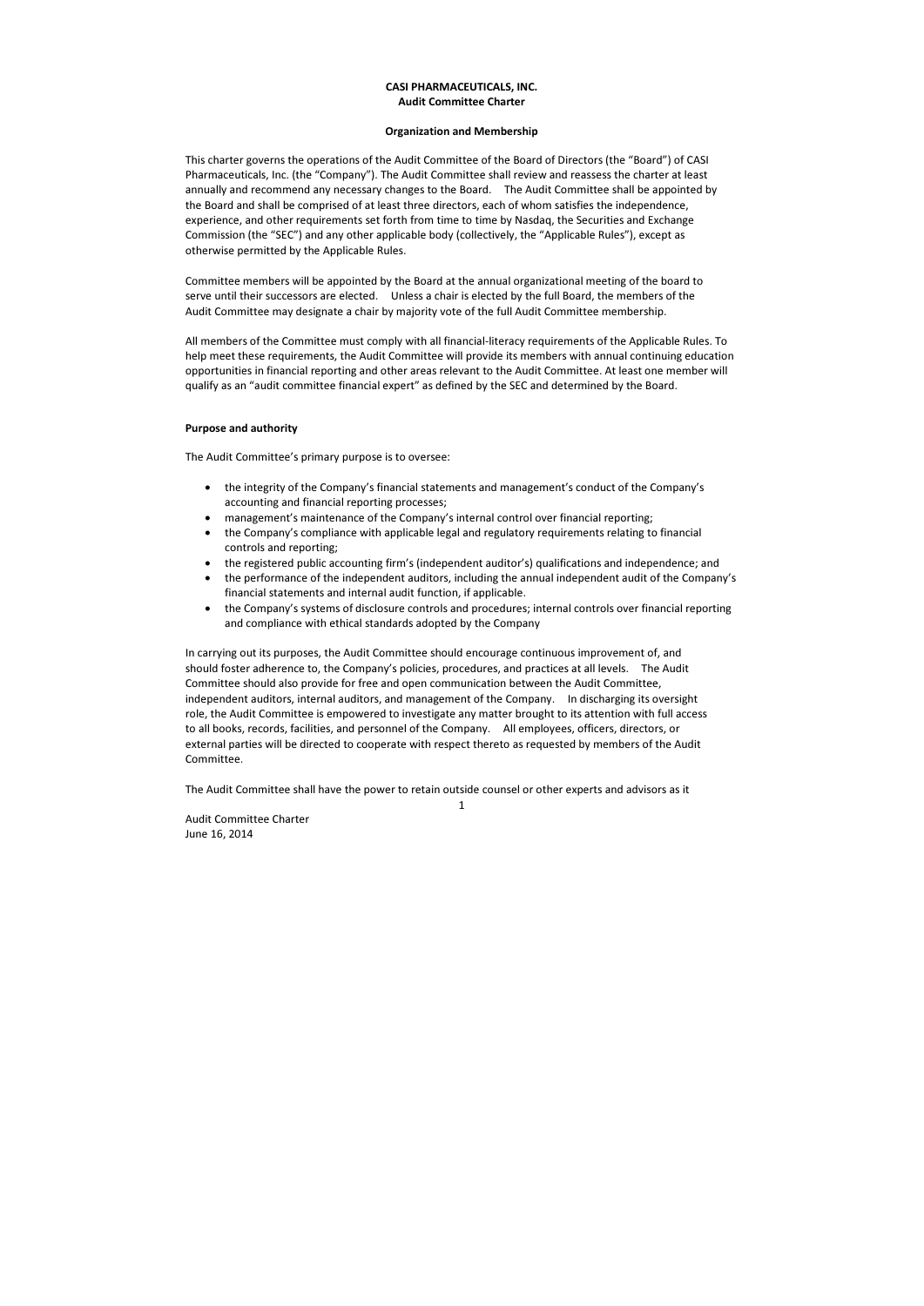**CASI PHARMACEUTICALS, INC.**
**Audit Committee Charter**

**Organization and Membership**

This charter governs the operations of the Audit Committee of the Board of Directors (the "Board") of CASI Pharmaceuticals, Inc. (the "Company"). The Audit Committee shall review and reassess the charter at least annually and recommend any necessary changes to the Board. The Audit Committee shall be appointed by the Board and shall be comprised of at least three directors, each of whom satisfies the independence, experience, and other requirements set forth from time to time by Nasdaq, the Securities and Exchange Commission (the "SEC") and any other applicable body (collectively, the "Applicable Rules"), except as otherwise permitted by the Applicable Rules.

Committee members will be appointed by the Board at the annual organizational meeting of the board to serve until their successors are elected. Unless a chair is elected by the full Board, the members of the Audit Committee may designate a chair by majority vote of the full Audit Committee membership.

All members of the Committee must comply with all financial-literacy requirements of the Applicable Rules. To help meet these requirements, the Audit Committee will provide its members with annual continuing education opportunities in financial reporting and other areas relevant to the Audit Committee. At least one member will qualify as an "audit committee financial expert" as defined by the SEC and determined by the Board.

**Purpose and authority**

The Audit Committee's primary purpose is to oversee:

- the integrity of the Company's financial statements and management's conduct of the Company's accounting and financial reporting processes;
- management's maintenance of the Company's internal control over financial reporting;
- the Company's compliance with applicable legal and regulatory requirements relating to financial controls and reporting;
- the registered public accounting firm's (independent auditor's) qualifications and independence; and
- the performance of the independent auditors, including the annual independent audit of the Company's financial statements and internal audit function, if applicable.
- the Company's systems of disclosure controls and procedures; internal controls over financial reporting and compliance with ethical standards adopted by the Company

In carrying out its purposes, the Audit Committee should encourage continuous improvement of, and should foster adherence to, the Company's policies, procedures, and practices at all levels. The Audit Committee should also provide for free and open communication between the Audit Committee, independent auditors, internal auditors, and management of the Company. In discharging its oversight role, the Audit Committee is empowered to investigate any matter brought to its attention with full access to all books, records, facilities, and personnel of the Company. All employees, officers, directors, or external parties will be directed to cooperate with respect thereto as requested by members of the Audit Committee.

The Audit Committee shall have the power to retain outside counsel or other experts and advisors as it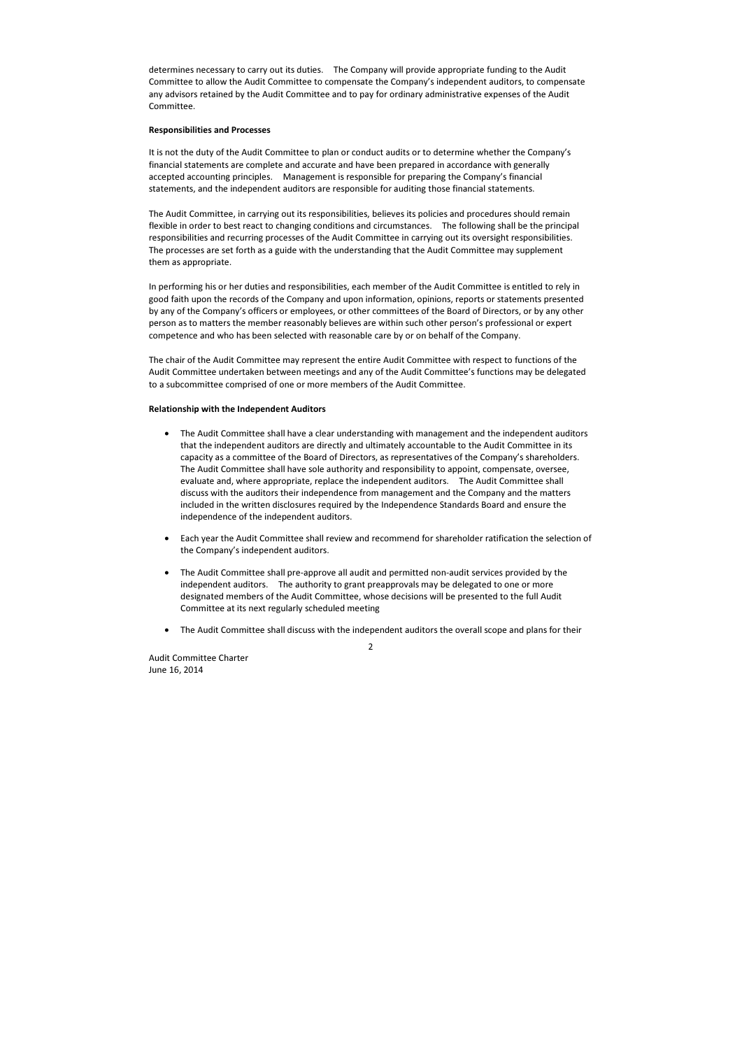determines necessary to carry out its duties. The Company will provide appropriate funding to the Audit Committee to allow the Audit Committee to compensate the Company's independent auditors, to compensate any advisors retained by the Audit Committee and to pay for ordinary administrative expenses of the Audit Committee.

**Responsibilities and Processes**

It is not the duty of the Audit Committee to plan or conduct audits or to determine whether the Company's financial statements are complete and accurate and have been prepared in accordance with generally accepted accounting principles. Management is responsible for preparing the Company's financial statements, and the independent auditors are responsible for auditing those financial statements.

The Audit Committee, in carrying out its responsibilities, believes its policies and procedures should remain flexible in order to best react to changing conditions and circumstances. The following shall be the principal responsibilities and recurring processes of the Audit Committee in carrying out its oversight responsibilities. The processes are set forth as a guide with the understanding that the Audit Committee may supplement them as appropriate.

In performing his or her duties and responsibilities, each member of the Audit Committee is entitled to rely in good faith upon the records of the Company and upon information, opinions, reports or statements presented by any of the Company's officers or employees, or other committees of the Board of Directors, or by any other person as to matters the member reasonably believes are within such other person's professional or expert competence and who has been selected with reasonable care by or on behalf of the Company.

The chair of the Audit Committee may represent the entire Audit Committee with respect to functions of the Audit Committee undertaken between meetings and any of the Audit Committee's functions may be delegated to a subcommittee comprised of one or more members of the Audit Committee.

**Relationship with the Independent Auditors**

- The Audit Committee shall have a clear understanding with management and the independent auditors that the independent auditors are directly and ultimately accountable to the Audit Committee in its capacity as a committee of the Board of Directors, as representatives of the Company's shareholders. The Audit Committee shall have sole authority and responsibility to appoint, compensate, oversee, evaluate and, where appropriate, replace the independent auditors. The Audit Committee shall discuss with the auditors their independence from management and the Company and the matters included in the written disclosures required by the Independence Standards Board and ensure the independence of the independent auditors.

- Each year the Audit Committee shall review and recommend for shareholder ratification the selection of the Company's independent auditors.

- The Audit Committee shall pre-approve all audit and permitted non-audit services provided by the independent auditors. The authority to grant preapprovals may be delegated to one or more designated members of the Audit Committee, whose decisions will be presented to the full Audit Committee at its next regularly scheduled meeting

- The Audit Committee shall discuss with the independent auditors the overall scope and plans for their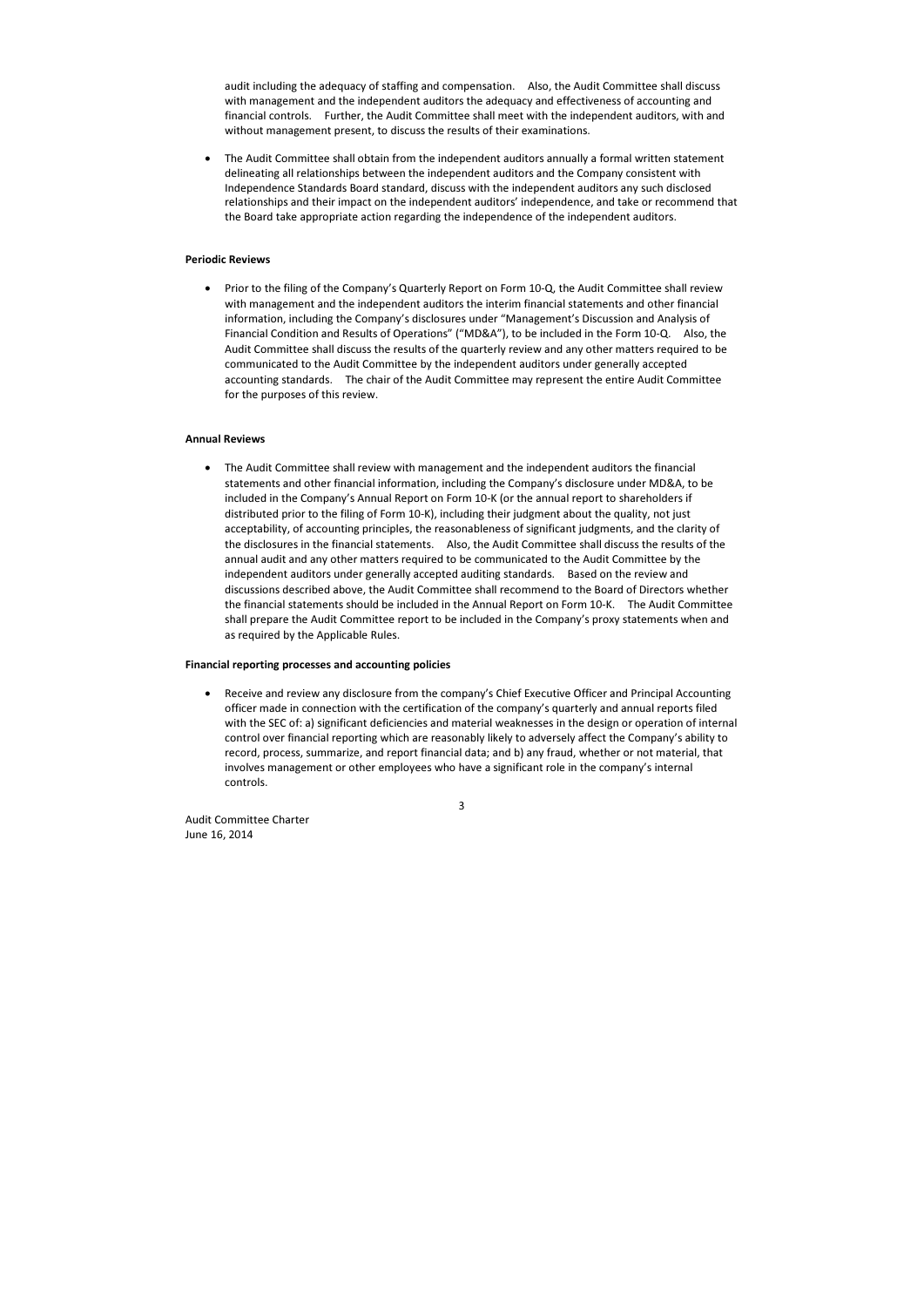audit including the adequacy of staffing and compensation. Also, the Audit Committee shall discuss with management and the independent auditors the adequacy and effectiveness of accounting and financial controls. Further, the Audit Committee shall meet with the independent auditors, with and without management present, to discuss the results of their examinations.

- The Audit Committee shall obtain from the independent auditors annually a formal written statement delineating all relationships between the independent auditors and the Company consistent with Independence Standards Board standard, discuss with the independent auditors any such disclosed relationships and their impact on the independent auditors' independence, and take or recommend that the Board take appropriate action regarding the independence of the independent auditors.

**Periodic Reviews**

- Prior to the filing of the Company's Quarterly Report on Form 10-Q, the Audit Committee shall review with management and the independent auditors the interim financial statements and other financial information, including the Company's disclosures under "Management's Discussion and Analysis of Financial Condition and Results of Operations" ("MD&A"), to be included in the Form 10-Q. Also, the Audit Committee shall discuss the results of the quarterly review and any other matters required to be communicated to the Audit Committee by the independent auditors under generally accepted accounting standards. The chair of the Audit Committee may represent the entire Audit Committee for the purposes of this review.

**Annual Reviews**

- The Audit Committee shall review with management and the independent auditors the financial statements and other financial information, including the Company's disclosure under MD&A, to be included in the Company's Annual Report on Form 10-K (or the annual report to shareholders if distributed prior to the filing of Form 10-K), including their judgment about the quality, not just acceptability, of accounting principles, the reasonableness of significant judgments, and the clarity of the disclosures in the financial statements. Also, the Audit Committee shall discuss the results of the annual audit and any other matters required to be communicated to the Audit Committee by the independent auditors under generally accepted auditing standards. Based on the review and discussions described above, the Audit Committee shall recommend to the Board of Directors whether the financial statements should be included in the Annual Report on Form 10-K. The Audit Committee shall prepare the Audit Committee report to be included in the Company's proxy statements when and as required by the Applicable Rules.

**Financial reporting processes and accounting policies**

- Receive and review any disclosure from the company's Chief Executive Officer and Principal Accounting officer made in connection with the certification of the company's quarterly and annual reports filed with the SEC of: a) significant deficiencies and material weaknesses in the design or operation of internal control over financial reporting which are reasonably likely to adversely affect the Company's ability to record, process, summarize, and report financial data; and b) any fraud, whether or not material, that involves management or other employees who have a significant role in the company's internal controls.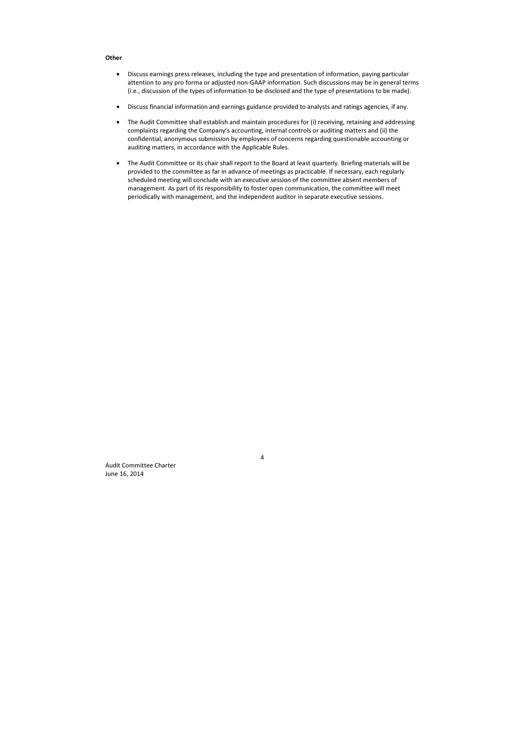**Other**

- Discuss earnings press releases, including the type and presentation of information, paying particular attention to any pro forma or adjusted non-GAAP information. Such discussions may be in general terms (i.e., discussion of the types of information to be disclosed and the type of presentations to be made).
- Discuss financial information and earnings guidance provided to analysts and ratings agencies, if any.
- The Audit Committee shall establish and maintain procedures for (i) receiving, retaining and addressing complaints regarding the Company's accounting, internal controls or auditing matters and (ii) the confidential, anonymous submission by employees of concerns regarding questionable accounting or auditing matters, in accordance with the Applicable Rules.
- The Audit Committee or its chair shall report to the Board at least quarterly. Briefing materials will be provided to the committee as far in advance of meetings as practicable. If necessary, each regularly scheduled meeting will conclude with an executive session of the committee absent members of management. As part of its responsibility to foster open communication, the committee will meet periodically with management, and the independent auditor in separate executive sessions.